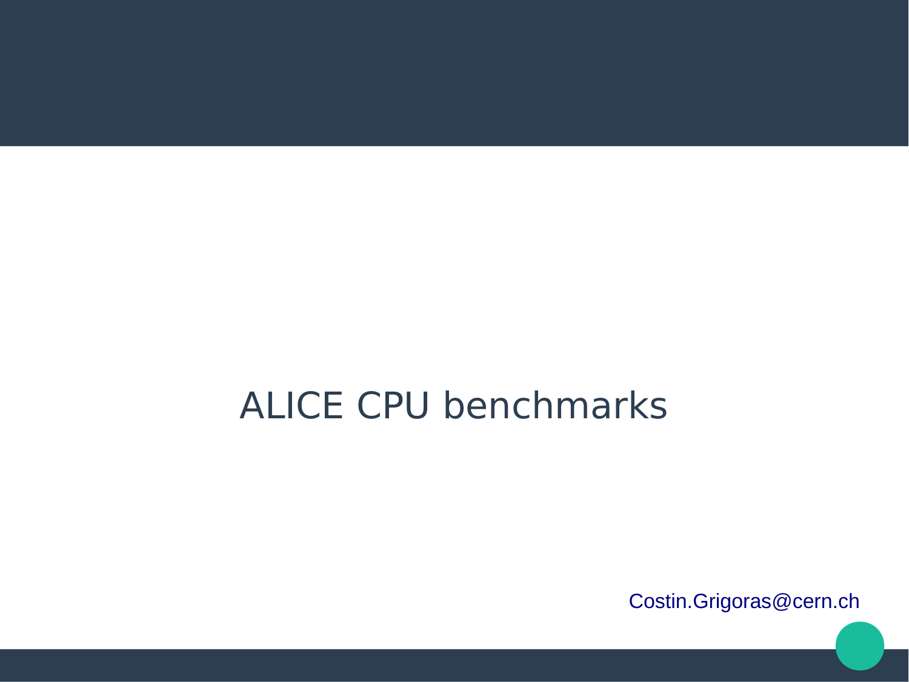# ALICE CPU benchmarks

Costin.Grigoras@cern.ch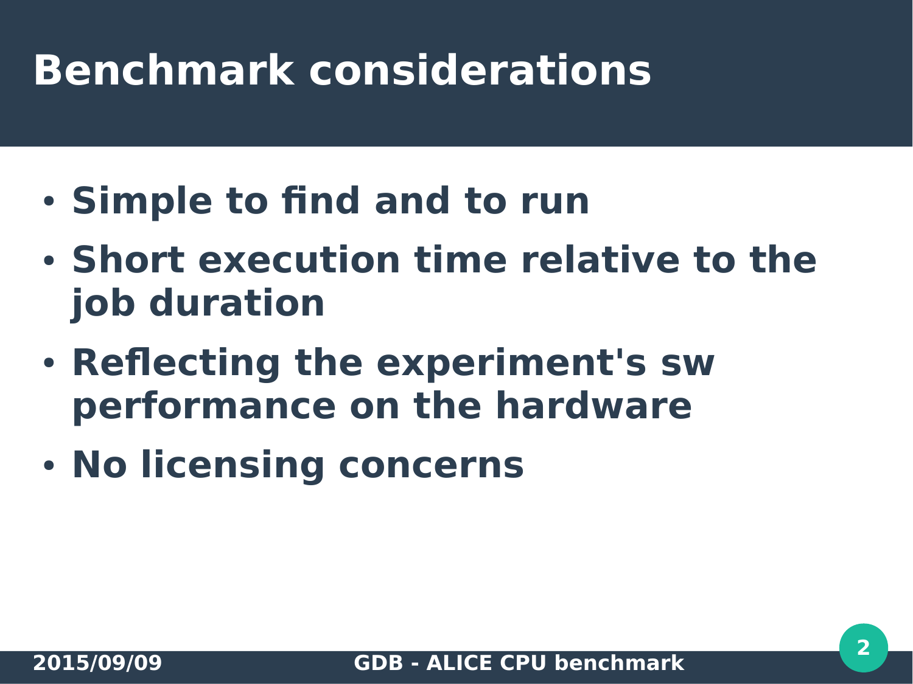# Benchmark considerations

- **Simple to find and to run**
- **Short execution time relative to the job duration**
- **Reflecting the experiment's sw performance on the hardware**
- **No licensing concerns**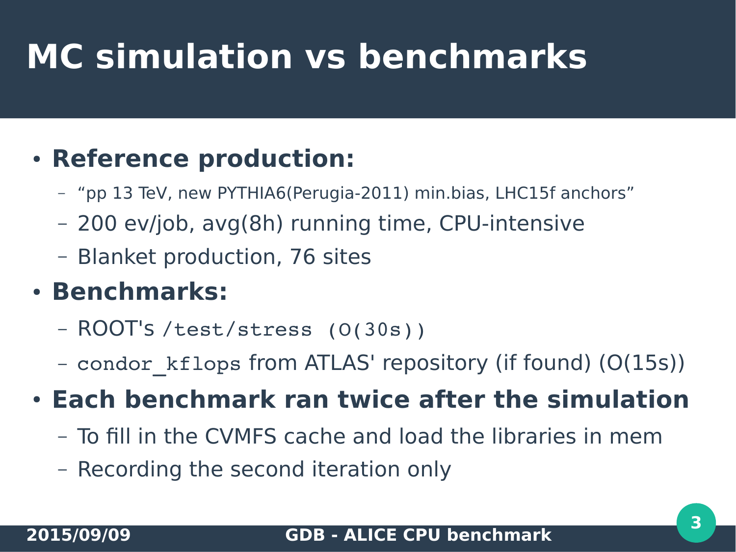# MC simulation vs benchmarks

- **Reference production:**
  - “pp 13 TeV, new PYTHIA6(Perugia-2011) min.bias, LHC15f anchors”
  - 200 ev/job, avg(8h) running time, CPU-intensive
  - Blanket production, 76 sites
- **Benchmarks:**
  - ROOT's `/test/stress (O(30s))`
  - `condor_kflops` from ATLAS' repository (if found) (O(15s))
- **Each benchmark ran twice after the simulation**
  - To fill in the CVMFS cache and load the libraries in mem
  - Recording the second iteration only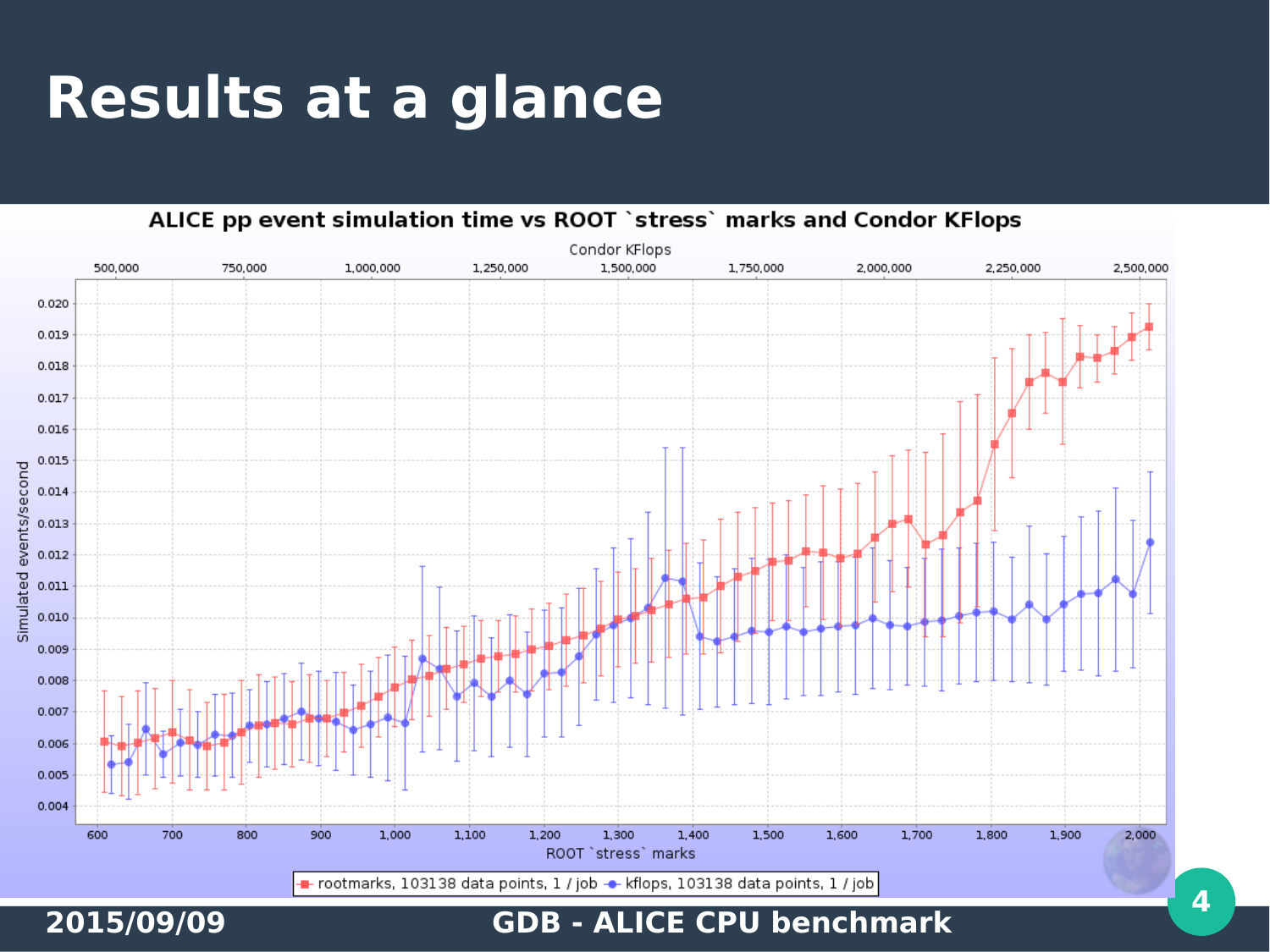# Results at a glance

ALICE pp event simulation time vs ROOT `stress` marks and Condor KFlops

Condor KFlops

500,000 750,000 1,000,000 1,250,000 1,500,000 1,750,000 2,000,000 2,250,000 2,500,000

Simulated events/second

0.020 0.019 0.018 0.017 0.016 0.015 0.014 0.013 0.012 0.011 0.010 0.009 0.008 0.007 0.006 0.005 0.004

600 700 800 900 1,000 1,100 1,200 1,300 1,400 1,500 1,600 1,700 1,800 1,900 2,000

ROOT `stress` marks

rootmarks, 103138 data points, 1 / job — kflops, 103138 data points, 1 / job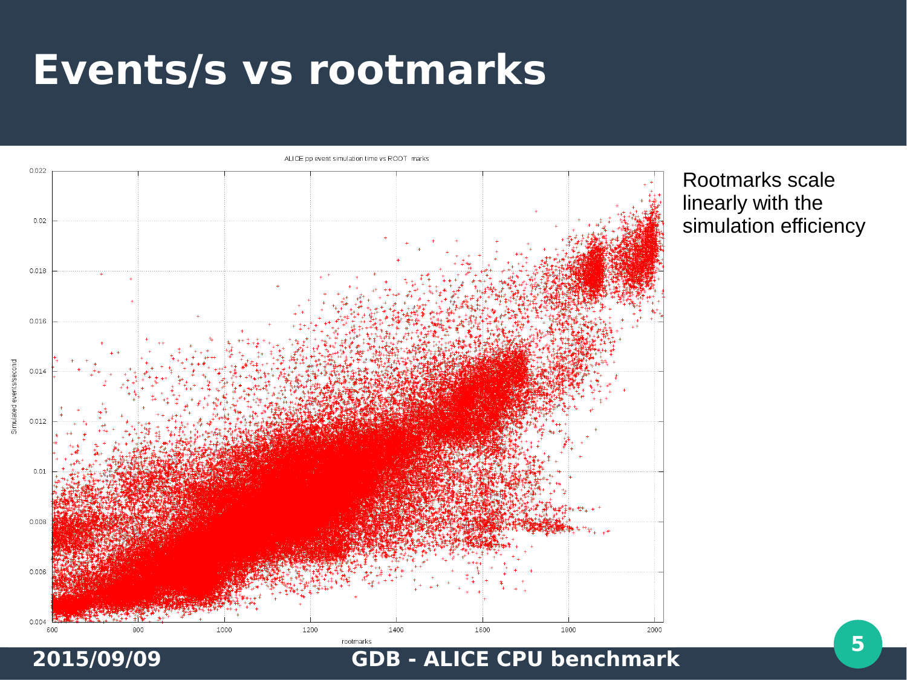# Events/s vs rootmarks

ALICE pp event simulation time vs ROOT marks

Rootmarks scale linearly with the simulation efficiency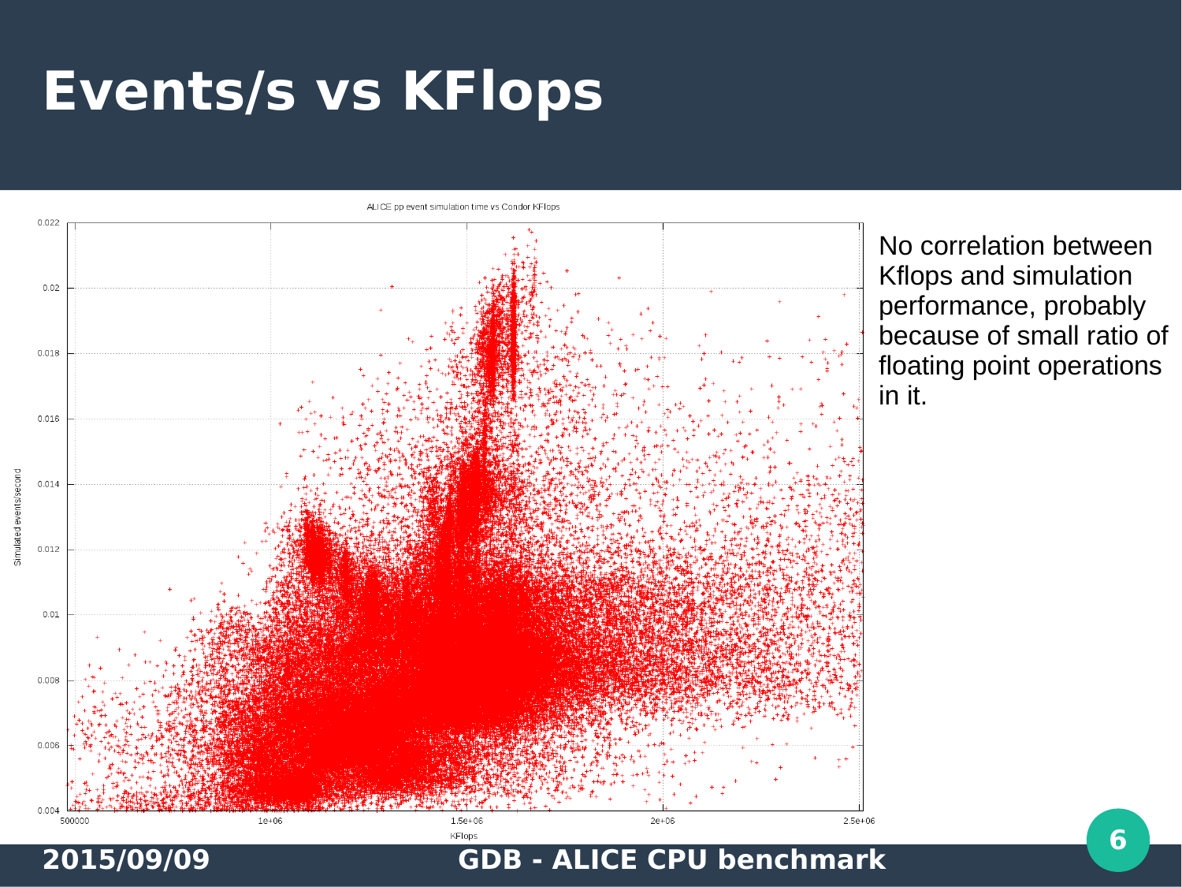# Events/s vs KFlops

ALICE pp event simulation time vs Condor KFlops

No correlation between Kflops and simulation performance, probably because of small ratio of floating point operations in it.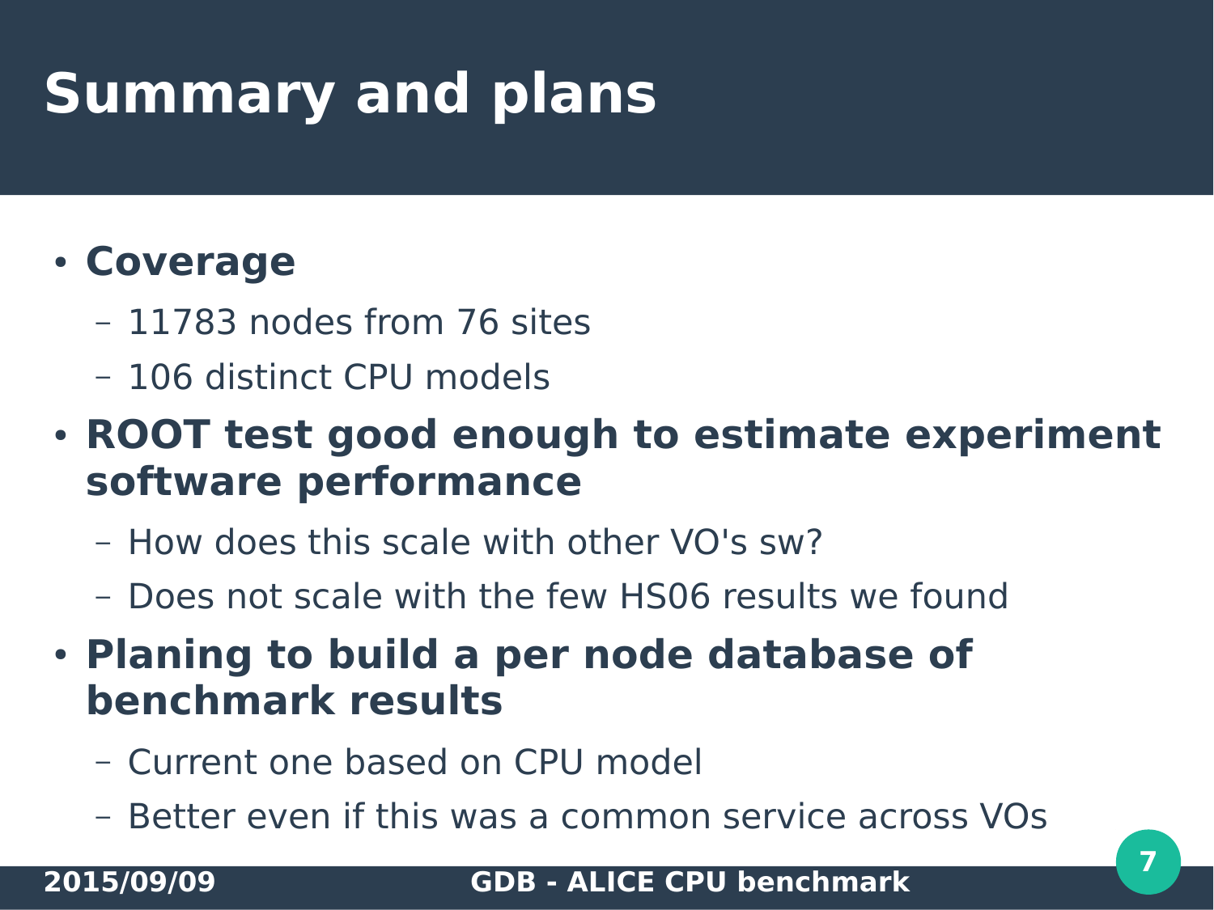# Summary and plans

- **Coverage**
  - 11783 nodes from 76 sites
  - 106 distinct CPU models
- **ROOT test good enough to estimate experiment software performance**
  - How does this scale with other VO's sw?
  - Does not scale with the few HS06 results we found
- **Planing to build a per node database of benchmark results**
  - Current one based on CPU model
  - Better even if this was a common service across VOs